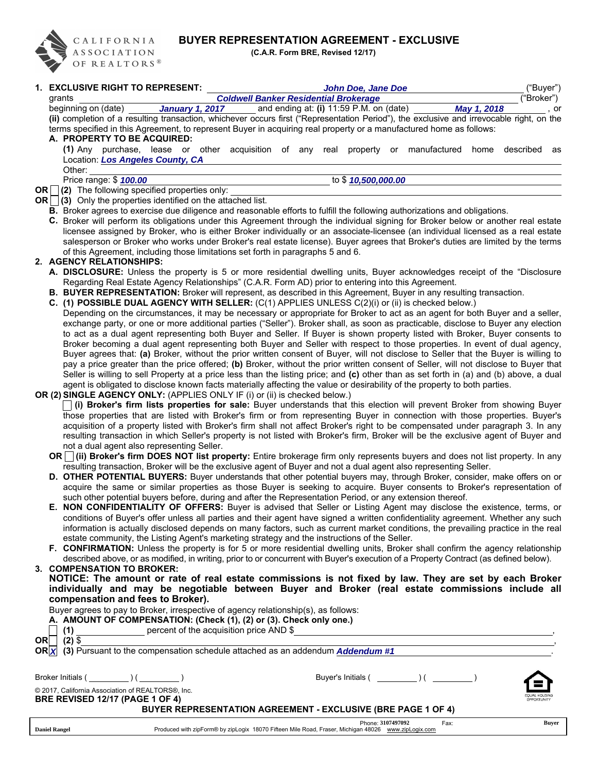CALIFORNIA ASSOCIATION OF REALTORS®

# BUYER REPRESENTATION AGREEMENT - EXCLUSIVE

**(C.A.R. Form BRE, Revised 12/17)**

**1. EXCLUSIVE RIGHT TO REPRESENT:** ***John Doe, Jane Doe*** ("Buyer") grants ***Coldwell Banker Residential Brokerage*** ("Broker") beginning on (date) ***January 1, 2017*** and ending at: **(i)** 11:59 P.M. on (date) ***May 1, 2018***, or **(ii)** completion of a resulting transaction, whichever occurs first ("Representation Period"), the exclusive and irrevocable right, on the terms specified in this Agreement, to represent Buyer in acquiring real property or a manufactured home as follows:

**A. PROPERTY TO BE ACQUIRED:**

**(1)** Any purchase, lease or other acquisition of any real property or manufactured home described as Location: ***Los Angeles County, CA***

Other:

Price range: $ ***100.00*** to $ ***10,500,000.00***

**OR** ☐ **(2)** The following specified properties only:

**OR** ☐ **(3)** Only the properties identified on the attached list.

**B.** Broker agrees to exercise due diligence and reasonable efforts to fulfill the following authorizations and obligations.

**C.** Broker will perform its obligations under this Agreement through the individual signing for Broker below or another real estate licensee assigned by Broker, who is either Broker individually or an associate-licensee (an individual licensed as a real estate salesperson or Broker who works under Broker's real estate license). Buyer agrees that Broker's duties are limited by the terms of this Agreement, including those limitations set forth in paragraphs 5 and 6.

**2. AGENCY RELATIONSHIPS:**

**A. DISCLOSURE:** Unless the property is 5 or more residential dwelling units, Buyer acknowledges receipt of the "Disclosure Regarding Real Estate Agency Relationships" (C.A.R. Form AD) prior to entering into this Agreement.

**B. BUYER REPRESENTATION:** Broker will represent, as described in this Agreement, Buyer in any resulting transaction.

**C. (1) POSSIBLE DUAL AGENCY WITH SELLER:** (C(1) APPLIES UNLESS C(2)(i) or (ii) is checked below.)

Depending on the circumstances, it may be necessary or appropriate for Broker to act as an agent for both Buyer and a seller, exchange party, or one or more additional parties ("Seller"). Broker shall, as soon as practicable, disclose to Buyer any election to act as a dual agent representing both Buyer and Seller. If Buyer is shown property listed with Broker, Buyer consents to Broker becoming a dual agent representing both Buyer and Seller with respect to those properties. In event of dual agency, Buyer agrees that: **(a)** Broker, without the prior written consent of Buyer, will not disclose to Seller that the Buyer is willing to pay a price greater than the price offered; **(b)** Broker, without the prior written consent of Seller, will not disclose to Buyer that Seller is willing to sell Property at a price less than the listing price; and **(c)** other than as set forth in (a) and (b) above, a dual agent is obligated to disclose known facts materially affecting the value or desirability of the property to both parties.

**OR (2) SINGLE AGENCY ONLY:** (APPLIES ONLY IF (i) or (ii) is checked below.)

☐ **(i) Broker's firm lists properties for sale:** Buyer understands that this election will prevent Broker from showing Buyer those properties that are listed with Broker's firm or from representing Buyer in connection with those properties. Buyer's acquisition of a property listed with Broker's firm shall not affect Broker's right to be compensated under paragraph 3. In any resulting transaction in which Seller's property is not listed with Broker's firm, Broker will be the exclusive agent of Buyer and not a dual agent also representing Seller.

**OR** ☐ **(ii) Broker's firm DOES NOT list property:** Entire brokerage firm only represents buyers and does not list property. In any resulting transaction, Broker will be the exclusive agent of Buyer and not a dual agent also representing Seller.

**D. OTHER POTENTIAL BUYERS:** Buyer understands that other potential buyers may, through Broker, consider, make offers on or acquire the same or similar properties as those Buyer is seeking to acquire. Buyer consents to Broker's representation of such other potential buyers before, during and after the Representation Period, or any extension thereof.

**E. NON CONFIDENTIALITY OF OFFERS:** Buyer is advised that Seller or Listing Agent may disclose the existence, terms, or conditions of Buyer's offer unless all parties and their agent have signed a written confidentiality agreement. Whether any such information is actually disclosed depends on many factors, such as current market conditions, the prevailing practice in the real estate community, the Listing Agent's marketing strategy and the instructions of the Seller.

**F. CONFIRMATION:** Unless the property is for 5 or more residential dwelling units, Broker shall confirm the agency relationship described above, or as modified, in writing, prior to or concurrent with Buyer's execution of a Property Contract (as defined below).

**3. COMPENSATION TO BROKER:**

**NOTICE: The amount or rate of real estate commissions is not fixed by law. They are set by each Broker individually and may be negotiable between Buyer and Broker (real estate commissions include all compensation and fees to Broker).**

Buyer agrees to pay to Broker, irrespective of agency relationship(s), as follows:

**A. AMOUNT OF COMPENSATION: (Check (1), (2) or (3). Check only one.)**

☐ **(1)** ____________ percent of the acquisition price AND $ ____________,

**OR** ☐ **(2)** $ ____________,

**OR** ☒ **(3)** Pursuant to the compensation schedule attached as an addendum ***Addendum #1***.

Broker Initials ( _______ ) ( _______ ) Buyer's Initials ( _______ ) ( _______ )

© 2017, California Association of REALTORS®, Inc.
**BRE REVISED 12/17 (PAGE 1 OF 4)**

**BUYER REPRESENTATION AGREEMENT - EXCLUSIVE (BRE PAGE 1 OF 4)**

Daniel Rangel — Produced with zipForm® by zipLogix 18070 Fifteen Mile Road, Fraser, Michigan 48026 www.zipLogix.com — Phone: 3107497092 Fax: — Buyer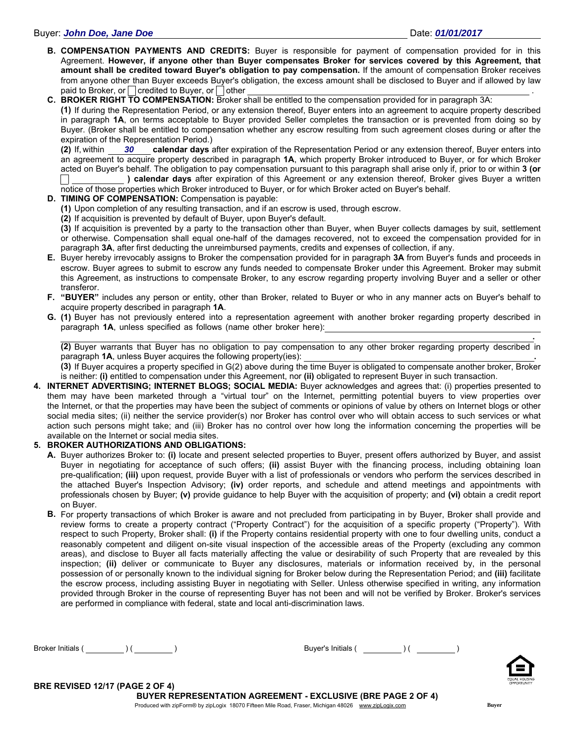Buyer: ***John Doe, Jane Doe*** Date: ***01/01/2017***

**B. COMPENSATION PAYMENTS AND CREDITS:** Buyer is responsible for payment of compensation provided for in this Agreement. **However, if anyone other than Buyer compensates Broker for services covered by this Agreement, that amount shall be credited toward Buyer's obligation to pay compensation.** If the amount of compensation Broker receives from anyone other than Buyer exceeds Buyer's obligation, the excess amount shall be disclosed to Buyer and if allowed by law paid to Broker, or ☐ credited to Buyer, or ☐ other \_\_\_\_\_\_\_\_\_\_\_\_\_\_\_\_\_\_\_\_.

**C. BROKER RIGHT TO COMPENSATION:** Broker shall be entitled to the compensation provided for in paragraph 3A:

**(1)** If during the Representation Period, or any extension thereof, Buyer enters into an agreement to acquire property described in paragraph **1A**, on terms acceptable to Buyer provided Seller completes the transaction or is prevented from doing so by Buyer. (Broker shall be entitled to compensation whether any escrow resulting from such agreement closes during or after the expiration of the Representation Period.)

**(2)** If, within ***30*** **calendar days** after expiration of the Representation Period or any extension thereof, Buyer enters into an agreement to acquire property described in paragraph **1A**, which property Broker introduced to Buyer, or for which Broker acted on Buyer's behalf. The obligation to pay compensation pursuant to this paragraph shall arise only if, prior to or within **3 (or** ☐ \_\_\_\_\_\_\_\_ **) calendar days** after expiration of this Agreement or any extension thereof, Broker gives Buyer a written notice of those properties which Broker introduced to Buyer, or for which Broker acted on Buyer's behalf.

**D. TIMING OF COMPENSATION:** Compensation is payable:

**(1)** Upon completion of any resulting transaction, and if an escrow is used, through escrow.

**(2)** If acquisition is prevented by default of Buyer, upon Buyer's default.

**(3)** If acquisition is prevented by a party to the transaction other than Buyer, when Buyer collects damages by suit, settlement or otherwise. Compensation shall equal one-half of the damages recovered, not to exceed the compensation provided for in paragraph **3A**, after first deducting the unreimbursed payments, credits and expenses of collection, if any.

**E.** Buyer hereby irrevocably assigns to Broker the compensation provided for in paragraph **3A** from Buyer's funds and proceeds in escrow. Buyer agrees to submit to escrow any funds needed to compensate Broker under this Agreement. Broker may submit this Agreement, as instructions to compensate Broker, to any escrow regarding property involving Buyer and a seller or other transferor.

**F. "BUYER"** includes any person or entity, other than Broker, related to Buyer or who in any manner acts on Buyer's behalf to acquire property described in paragraph **1A**.

**G. (1)** Buyer has not previously entered into a representation agreement with another broker regarding property described in paragraph **1A**, unless specified as follows (name other broker here): \_\_\_\_\_\_\_\_\_\_\_\_\_\_\_\_\_\_\_\_.

**(2)** Buyer warrants that Buyer has no obligation to pay compensation to any other broker regarding property described in paragraph **1A**, unless Buyer acquires the following property(ies): \_\_\_\_\_\_\_\_\_\_\_\_\_\_\_\_\_\_\_\_.

**(3)** If Buyer acquires a property specified in G(2) above during the time Buyer is obligated to compensate another broker, Broker is neither: **(i)** entitled to compensation under this Agreement, nor **(ii)** obligated to represent Buyer in such transaction.

**4. INTERNET ADVERTISING; INTERNET BLOGS; SOCIAL MEDIA:** Buyer acknowledges and agrees that: (i) properties presented to them may have been marketed through a "virtual tour" on the Internet, permitting potential buyers to view properties over the Internet, or that the properties may have been the subject of comments or opinions of value by others on Internet blogs or other social media sites; (ii) neither the service provider(s) nor Broker has control over who will obtain access to such services or what action such persons might take; and (iii) Broker has no control over how long the information concerning the properties will be available on the Internet or social media sites.

**5. BROKER AUTHORIZATIONS AND OBLIGATIONS:**

**A.** Buyer authorizes Broker to: **(i)** locate and present selected properties to Buyer, present offers authorized by Buyer, and assist Buyer in negotiating for acceptance of such offers; **(ii)** assist Buyer with the financing process, including obtaining loan pre-qualification; **(iii)** upon request, provide Buyer with a list of professionals or vendors who perform the services described in the attached Buyer's Inspection Advisory; **(iv)** order reports, and schedule and attend meetings and appointments with professionals chosen by Buyer; **(v)** provide guidance to help Buyer with the acquisition of property; and **(vi)** obtain a credit report on Buyer.

**B.** For property transactions of which Broker is aware and not precluded from participating in by Buyer, Broker shall provide and review forms to create a property contract ("Property Contract") for the acquisition of a specific property ("Property"). With respect to such Property, Broker shall: **(i)** if the Property contains residential property with one to four dwelling units, conduct a reasonably competent and diligent on-site visual inspection of the accessible areas of the Property (excluding any common areas), and disclose to Buyer all facts materially affecting the value or desirability of such Property that are revealed by this inspection; **(ii)** deliver or communicate to Buyer any disclosures, materials or information received by, in the personal possession of or personally known to the individual signing for Broker below during the Representation Period; and **(iii)** facilitate the escrow process, including assisting Buyer in negotiating with Seller. Unless otherwise specified in writing, any information provided through Broker in the course of representing Buyer has not been and will not be verified by Broker. Broker's services are performed in compliance with federal, state and local anti-discrimination laws.

Broker Initials ( \_\_\_\_\_\_ ) ( \_\_\_\_\_\_ ) Buyer's Initials ( \_\_\_\_\_\_ ) ( \_\_\_\_\_\_ )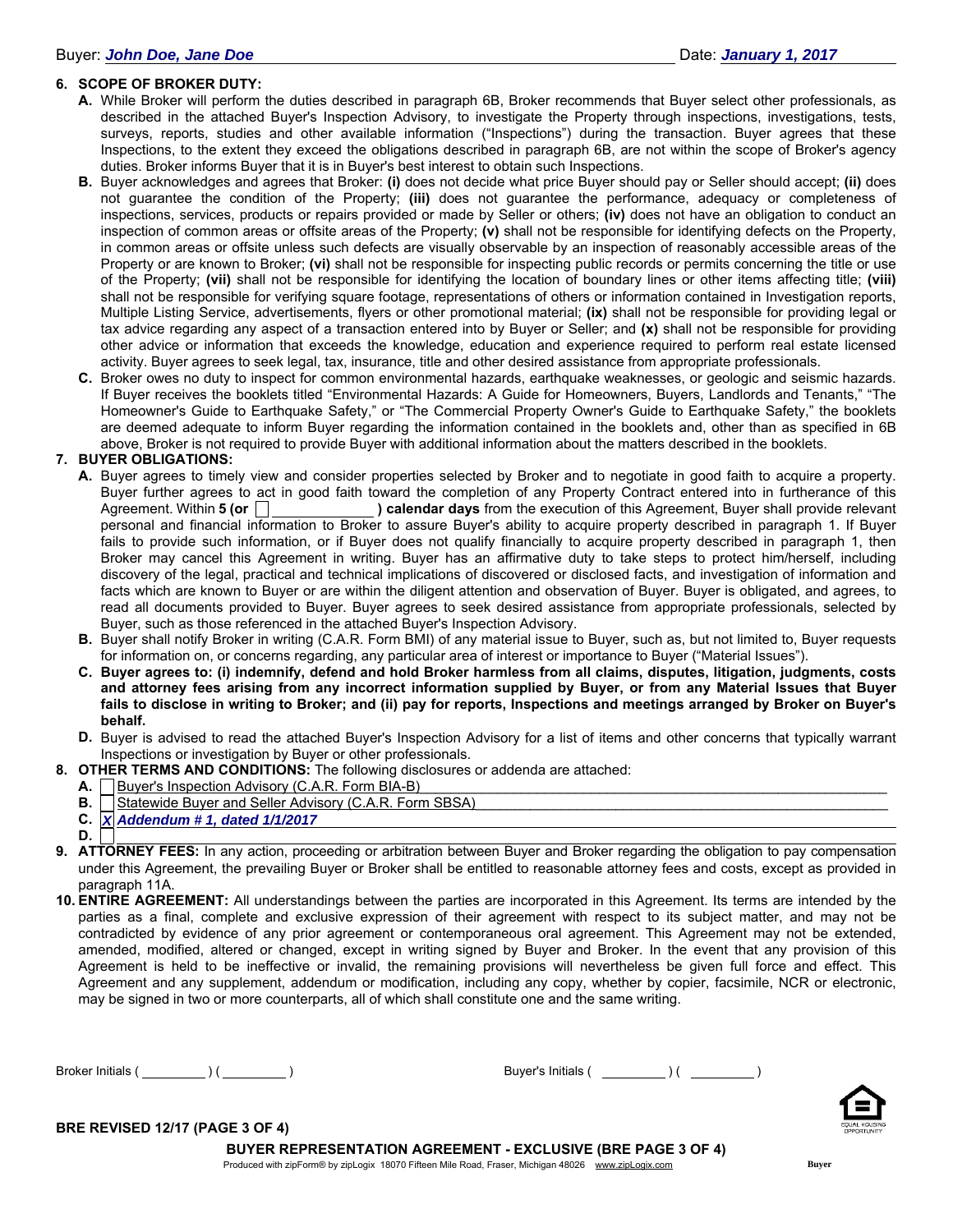Buyer: ***John Doe, Jane Doe*** Date: ***January 1, 2017***

**6. SCOPE OF BROKER DUTY:**

**A.** While Broker will perform the duties described in paragraph 6B, Broker recommends that Buyer select other professionals, as described in the attached Buyer's Inspection Advisory, to investigate the Property through inspections, investigations, tests, surveys, reports, studies and other available information ("Inspections") during the transaction. Buyer agrees that these Inspections, to the extent they exceed the obligations described in paragraph 6B, are not within the scope of Broker's agency duties. Broker informs Buyer that it is in Buyer's best interest to obtain such Inspections.

**B.** Buyer acknowledges and agrees that Broker: **(i)** does not decide what price Buyer should pay or Seller should accept; **(ii)** does not guarantee the condition of the Property; **(iii)** does not guarantee the performance, adequacy or completeness of inspections, services, products or repairs provided or made by Seller or others; **(iv)** does not have an obligation to conduct an inspection of common areas or offsite areas of the Property; **(v)** shall not be responsible for identifying defects on the Property, in common areas or offsite unless such defects are visually observable by an inspection of reasonably accessible areas of the Property or are known to Broker; **(vi)** shall not be responsible for inspecting public records or permits concerning the title or use of the Property; **(vii)** shall not be responsible for identifying the location of boundary lines or other items affecting title; **(viii)** shall not be responsible for verifying square footage, representations of others or information contained in Investigation reports, Multiple Listing Service, advertisements, flyers or other promotional material; **(ix)** shall not be responsible for providing legal or tax advice regarding any aspect of a transaction entered into by Buyer or Seller; and **(x)** shall not be responsible for providing other advice or information that exceeds the knowledge, education and experience required to perform real estate licensed activity. Buyer agrees to seek legal, tax, insurance, title and other desired assistance from appropriate professionals.

**C.** Broker owes no duty to inspect for common environmental hazards, earthquake weaknesses, or geologic and seismic hazards. If Buyer receives the booklets titled "Environmental Hazards: A Guide for Homeowners, Buyers, Landlords and Tenants," "The Homeowner's Guide to Earthquake Safety," or "The Commercial Property Owner's Guide to Earthquake Safety," the booklets are deemed adequate to inform Buyer regarding the information contained in the booklets and, other than as specified in 6B above, Broker is not required to provide Buyer with additional information about the matters described in the booklets.

**7. BUYER OBLIGATIONS:**

**A.** Buyer agrees to timely view and consider properties selected by Broker and to negotiate in good faith to acquire a property. Buyer further agrees to act in good faith toward the completion of any Property Contract entered into in furtherance of this Agreement. Within **5 (or** ☐ ____________ **) calendar days** from the execution of this Agreement, Buyer shall provide relevant personal and financial information to Broker to assure Buyer's ability to acquire property described in paragraph 1. If Buyer fails to provide such information, or if Buyer does not qualify financially to acquire property described in paragraph 1, then Broker may cancel this Agreement in writing. Buyer has an affirmative duty to take steps to protect him/herself, including discovery of the legal, practical and technical implications of discovered or disclosed facts, and investigation of information and facts which are known to Buyer or are within the diligent attention and observation of Buyer. Buyer is obligated, and agrees, to read all documents provided to Buyer. Buyer agrees to seek desired assistance from appropriate professionals, selected by Buyer, such as those referenced in the attached Buyer's Inspection Advisory.

**B.** Buyer shall notify Broker in writing (C.A.R. Form BMI) of any material issue to Buyer, such as, but not limited to, Buyer requests for information on, or concerns regarding, any particular area of interest or importance to Buyer ("Material Issues").

**C. Buyer agrees to: (i) indemnify, defend and hold Broker harmless from all claims, disputes, litigation, judgments, costs and attorney fees arising from any incorrect information supplied by Buyer, or from any Material Issues that Buyer fails to disclose in writing to Broker; and (ii) pay for reports, Inspections and meetings arranged by Broker on Buyer's behalf.**

**D.** Buyer is advised to read the attached Buyer's Inspection Advisory for a list of items and other concerns that typically warrant Inspections or investigation by Buyer or other professionals.

**8. OTHER TERMS AND CONDITIONS:** The following disclosures or addenda are attached:

**A.** ☐ Buyer's Inspection Advisory (C.A.R. Form BIA-B)

**B.** ☐ Statewide Buyer and Seller Advisory (C.A.R. Form SBSA)

**C.** ☒ ***Addendum # 1, dated 1/1/2017***

**D.** ☐

**9. ATTORNEY FEES:** In any action, proceeding or arbitration between Buyer and Broker regarding the obligation to pay compensation under this Agreement, the prevailing Buyer or Broker shall be entitled to reasonable attorney fees and costs, except as provided in paragraph 11A.

**10. ENTIRE AGREEMENT:** All understandings between the parties are incorporated in this Agreement. Its terms are intended by the parties as a final, complete and exclusive expression of their agreement with respect to its subject matter, and may not be contradicted by evidence of any prior agreement or contemporaneous oral agreement. This Agreement may not be extended, amended, modified, altered or changed, except in writing signed by Buyer and Broker. In the event that any provision of this Agreement is held to be ineffective or invalid, the remaining provisions will nevertheless be given full force and effect. This Agreement and any supplement, addendum or modification, including any copy, whether by copier, facsimile, NCR or electronic, may be signed in two or more counterparts, all of which shall constitute one and the same writing.

Broker Initials ( ________ ) ( ________ ) Buyer's Initials ( ________ ) ( ________ )

**BRE REVISED 12/17 (PAGE 3 OF 4)**

**BUYER REPRESENTATION AGREEMENT - EXCLUSIVE (BRE PAGE 3 OF 4)**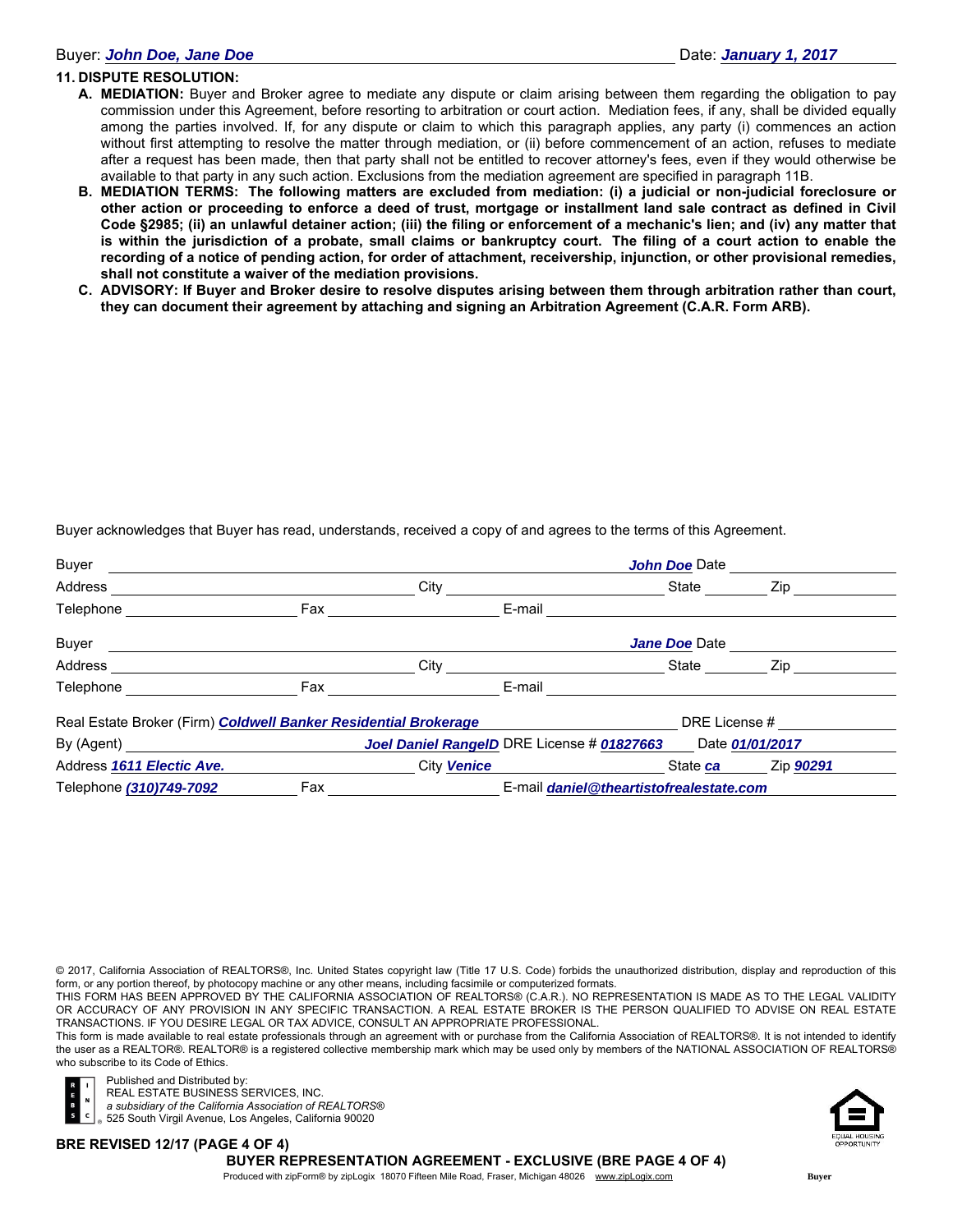Buyer: ***John Doe, Jane Doe*** Date: ***January 1, 2017***

**11. DISPUTE RESOLUTION:**

**A. MEDIATION:** Buyer and Broker agree to mediate any dispute or claim arising between them regarding the obligation to pay commission under this Agreement, before resorting to arbitration or court action. Mediation fees, if any, shall be divided equally among the parties involved. If, for any dispute or claim to which this paragraph applies, any party (i) commences an action without first attempting to resolve the matter through mediation, or (ii) before commencement of an action, refuses to mediate after a request has been made, then that party shall not be entitled to recover attorney's fees, even if they would otherwise be available to that party in any such action. Exclusions from the mediation agreement are specified in paragraph 11B.

**B. MEDIATION TERMS: The following matters are excluded from mediation: (i) a judicial or non-judicial foreclosure or other action or proceeding to enforce a deed of trust, mortgage or installment land sale contract as defined in Civil Code §2985; (ii) an unlawful detainer action; (iii) the filing or enforcement of a mechanic's lien; and (iv) any matter that is within the jurisdiction of a probate, small claims or bankruptcy court. The filing of a court action to enable the recording of a notice of pending action, for order of attachment, receivership, injunction, or other provisional remedies, shall not constitute a waiver of the mediation provisions.**

**C. ADVISORY: If Buyer and Broker desire to resolve disputes arising between them through arbitration rather than court, they can document their agreement by attaching and signing an Arbitration Agreement (C.A.R. Form ARB).**

Buyer acknowledges that Buyer has read, understands, received a copy of and agrees to the terms of this Agreement.

Buyer ______________________________ ***John Doe*** Date ____________

Address ______________________ City ______________________ State ________ Zip ____________

Telephone ________________ Fax ________________ E-mail ______________________________

Buyer ______________________________ ***Jane Doe*** Date ____________

Address ______________________ City ______________________ State ________ Zip ____________

Telephone ________________ Fax ________________ E-mail ______________________________

Real Estate Broker (Firm) ***Coldwell Banker Residential Brokerage*** DRE License # ____________

By (Agent) ***Joel Daniel RangelD*** DRE License # ***01827663*** Date ***01/01/2017***

Address ***1611 Electic Ave.*** City ***Venice*** State ***ca*** Zip ***90291***

Telephone ***(310)749-7092*** Fax ________________ E-mail ***daniel@theartistofrealestate.com***

© 2017, California Association of REALTORS®, Inc. United States copyright law (Title 17 U.S. Code) forbids the unauthorized distribution, display and reproduction of this form, or any portion thereof, by photocopy machine or any other means, including facsimile or computerized formats.

THIS FORM HAS BEEN APPROVED BY THE CALIFORNIA ASSOCIATION OF REALTORS® (C.A.R.). NO REPRESENTATION IS MADE AS TO THE LEGAL VALIDITY OR ACCURACY OF ANY PROVISION IN ANY SPECIFIC TRANSACTION. A REAL ESTATE BROKER IS THE PERSON QUALIFIED TO ADVISE ON REAL ESTATE TRANSACTIONS. IF YOU DESIRE LEGAL OR TAX ADVICE, CONSULT AN APPROPRIATE PROFESSIONAL.

This form is made available to real estate professionals through an agreement with or purchase from the California Association of REALTORS®. It is not intended to identify the user as a REALTOR®. REALTOR® is a registered collective membership mark which may be used only by members of the NATIONAL ASSOCIATION OF REALTORS® who subscribe to its Code of Ethics.

Published and Distributed by:
REAL ESTATE BUSINESS SERVICES, INC.
*a subsidiary of the California Association of REALTORS®*
525 South Virgil Avenue, Los Angeles, California 90020

**BRE REVISED 12/17 (PAGE 4 OF 4)**

**BUYER REPRESENTATION AGREEMENT - EXCLUSIVE (BRE PAGE 4 OF 4)**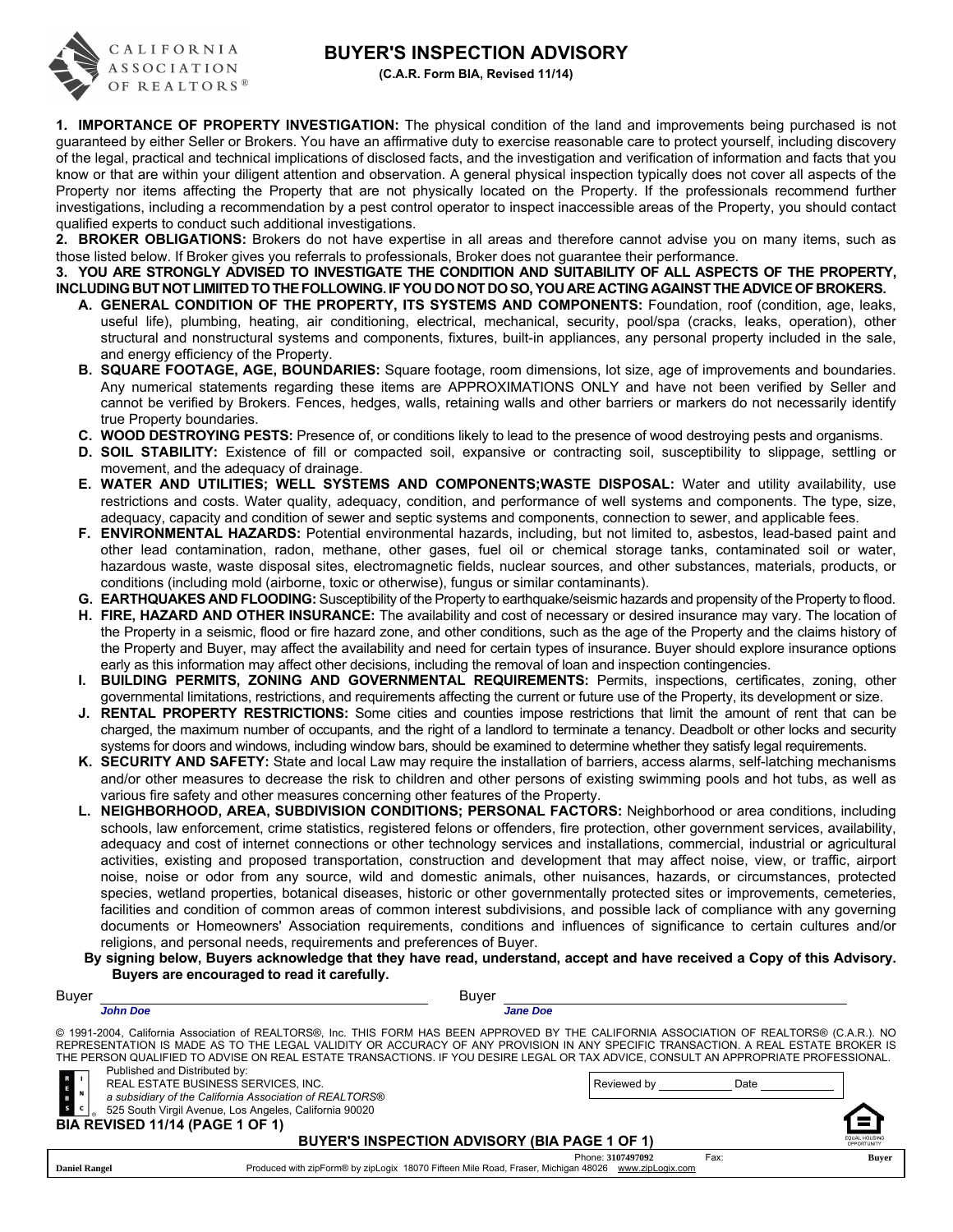CALIFORNIA ASSOCIATION OF REALTORS®

# BUYER'S INSPECTION ADVISORY

**(C.A.R. Form BIA, Revised 11/14)**

**1. IMPORTANCE OF PROPERTY INVESTIGATION:** The physical condition of the land and improvements being purchased is not guaranteed by either Seller or Brokers. You have an affirmative duty to exercise reasonable care to protect yourself, including discovery of the legal, practical and technical implications of disclosed facts, and the investigation and verification of information and facts that you know or that are within your diligent attention and observation. A general physical inspection typically does not cover all aspects of the Property nor items affecting the Property that are not physically located on the Property. If the professionals recommend further investigations, including a recommendation by a pest control operator to inspect inaccessible areas of the Property, you should contact qualified experts to conduct such additional investigations.

**2. BROKER OBLIGATIONS:** Brokers do not have expertise in all areas and therefore cannot advise you on many items, such as those listed below. If Broker gives you referrals to professionals, Broker does not guarantee their performance.

**3. YOU ARE STRONGLY ADVISED TO INVESTIGATE THE CONDITION AND SUITABILITY OF ALL ASPECTS OF THE PROPERTY, INCLUDING BUT NOT LIMIITED TO THE FOLLOWING. IF YOU DO NOT DO SO, YOU ARE ACTING AGAINST THE ADVICE OF BROKERS.**

**A. GENERAL CONDITION OF THE PROPERTY, ITS SYSTEMS AND COMPONENTS:** Foundation, roof (condition, age, leaks, useful life), plumbing, heating, air conditioning, electrical, mechanical, security, pool/spa (cracks, leaks, operation), other structural and nonstructural systems and components, fixtures, built-in appliances, any personal property included in the sale, and energy efficiency of the Property.

**B. SQUARE FOOTAGE, AGE, BOUNDARIES:** Square footage, room dimensions, lot size, age of improvements and boundaries. Any numerical statements regarding these items are APPROXIMATIONS ONLY and have not been verified by Seller and cannot be verified by Brokers. Fences, hedges, walls, retaining walls and other barriers or markers do not necessarily identify true Property boundaries.

**C. WOOD DESTROYING PESTS:** Presence of, or conditions likely to lead to the presence of wood destroying pests and organisms.

**D. SOIL STABILITY:** Existence of fill or compacted soil, expansive or contracting soil, susceptibility to slippage, settling or movement, and the adequacy of drainage.

**E. WATER AND UTILITIES; WELL SYSTEMS AND COMPONENTS;WASTE DISPOSAL:** Water and utility availability, use restrictions and costs. Water quality, adequacy, condition, and performance of well systems and components. The type, size, adequacy, capacity and condition of sewer and septic systems and components, connection to sewer, and applicable fees.

**F. ENVIRONMENTAL HAZARDS:** Potential environmental hazards, including, but not limited to, asbestos, lead-based paint and other lead contamination, radon, methane, other gases, fuel oil or chemical storage tanks, contaminated soil or water, hazardous waste, waste disposal sites, electromagnetic fields, nuclear sources, and other substances, materials, products, or conditions (including mold (airborne, toxic or otherwise), fungus or similar contaminants).

**G. EARTHQUAKES AND FLOODING:** Susceptibility of the Property to earthquake/seismic hazards and propensity of the Property to flood.

**H. FIRE, HAZARD AND OTHER INSURANCE:** The availability and cost of necessary or desired insurance may vary. The location of the Property in a seismic, flood or fire hazard zone, and other conditions, such as the age of the Property and the claims history of the Property and Buyer, may affect the availability and need for certain types of insurance. Buyer should explore insurance options early as this information may affect other decisions, including the removal of loan and inspection contingencies.

**I. BUILDING PERMITS, ZONING AND GOVERNMENTAL REQUIREMENTS:** Permits, inspections, certificates, zoning, other governmental limitations, restrictions, and requirements affecting the current or future use of the Property, its development or size.

**J. RENTAL PROPERTY RESTRICTIONS:** Some cities and counties impose restrictions that limit the amount of rent that can be charged, the maximum number of occupants, and the right of a landlord to terminate a tenancy. Deadbolt or other locks and security systems for doors and windows, including window bars, should be examined to determine whether they satisfy legal requirements.

**K. SECURITY AND SAFETY:** State and local Law may require the installation of barriers, access alarms, self-latching mechanisms and/or other measures to decrease the risk to children and other persons of existing swimming pools and hot tubs, as well as various fire safety and other measures concerning other features of the Property.

**L. NEIGHBORHOOD, AREA, SUBDIVISION CONDITIONS; PERSONAL FACTORS:** Neighborhood or area conditions, including schools, law enforcement, crime statistics, registered felons or offenders, fire protection, other government services, availability, adequacy and cost of internet connections or other technology services and installations, commercial, industrial or agricultural activities, existing and proposed transportation, construction and development that may affect noise, view, or traffic, airport noise, noise or odor from any source, wild and domestic animals, other nuisances, hazards, or circumstances, protected species, wetland properties, botanical diseases, historic or other governmentally protected sites or improvements, cemeteries, facilities and condition of common areas of common interest subdivisions, and possible lack of compliance with any governing documents or Homeowners' Association requirements, conditions and influences of significance to certain cultures and/or religions, and personal needs, requirements and preferences of Buyer.

**By signing below, Buyers acknowledge that they have read, understand, accept and have received a Copy of this Advisory. Buyers are encouraged to read it carefully.**

Buyer ______________________ *John Doe*

Buyer ______________________ *Jane Doe*

© 1991-2004, California Association of REALTORS®, Inc. THIS FORM HAS BEEN APPROVED BY THE CALIFORNIA ASSOCIATION OF REALTORS® (C.A.R.). NO REPRESENTATION IS MADE AS TO THE LEGAL VALIDITY OR ACCURACY OF ANY PROVISION IN ANY SPECIFIC TRANSACTION. A REAL ESTATE BROKER IS THE PERSON QUALIFIED TO ADVISE ON REAL ESTATE TRANSACTIONS. IF YOU DESIRE LEGAL OR TAX ADVICE, CONSULT AN APPROPRIATE PROFESSIONAL.

Published and Distributed by:
REAL ESTATE BUSINESS SERVICES, INC.
*a subsidiary of the California Association of REALTORS®*
525 South Virgil Avenue, Los Angeles, California 90020

Reviewed by ____________ Date ____________

**BIA REVISED 11/14 (PAGE 1 OF 1)**

**BUYER'S INSPECTION ADVISORY (BIA PAGE 1 OF 1)**

Daniel Rangel — Produced with zipForm® by zipLogix 18070 Fifteen Mile Road, Fraser, Michigan 48026 www.zipLogix.com — Phone: 3107497092 Fax: — Buyer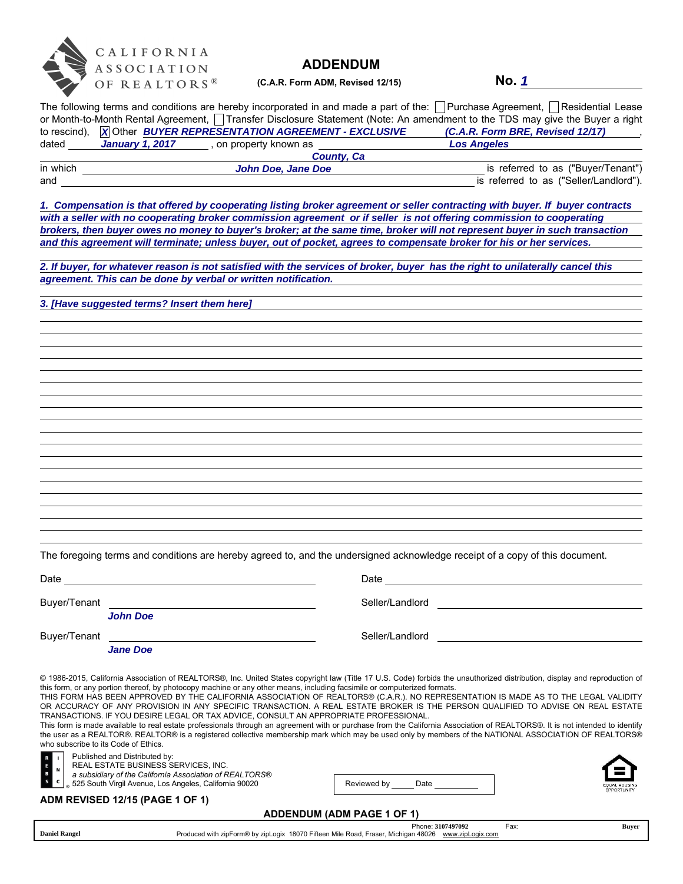CALIFORNIA ASSOCIATION OF REALTORS®

# ADDENDUM

**(C.A.R. Form ADM, Revised 12/15)**

**No. *1***

The following terms and conditions are hereby incorporated in and made a part of the: ☐ Purchase Agreement, ☐ Residential Lease or Month-to-Month Rental Agreement, ☐ Transfer Disclosure Statement (Note: An amendment to the TDS may give the Buyer a right to rescind), ☒ Other ***BUYER REPRESENTATION AGREEMENT - EXCLUSIVE (C.A.R. Form BRE, Revised 12/17)***, dated ***January 1, 2017***, on property known as ***Los Angeles County, Ca***

in which ***John Doe, Jane Doe*** is referred to as ("Buyer/Tenant")
and ______ is referred to as ("Seller/Landlord").

***1. Compensation is that offered by cooperating listing broker agreement or seller contracting with buyer. If buyer contracts with a seller with no cooperating broker commission agreement or if seller is not offering commission to cooperating brokers, then buyer owes no money to buyer's broker; at the same time, broker will not represent buyer in such transaction and this agreement will terminate; unless buyer, out of pocket, agrees to compensate broker for his or her services.***

***2. If buyer, for whatever reason is not satisfied with the services of broker, buyer has the right to unilaterally cancel this agreement. This can be done by verbal or written notification.***

***3. [Have suggested terms? Insert them here]***

The foregoing terms and conditions are hereby agreed to, and the undersigned acknowledge receipt of a copy of this document.

Date ______ Date ______

Buyer/Tenant ______ Seller/Landlord ______
***John Doe***

Buyer/Tenant ______ Seller/Landlord ______
***Jane Doe***

© 1986-2015, California Association of REALTORS®, Inc. United States copyright law (Title 17 U.S. Code) forbids the unauthorized distribution, display and reproduction of this form, or any portion thereof, by photocopy machine or any other means, including facsimile or computerized formats.
THIS FORM HAS BEEN APPROVED BY THE CALIFORNIA ASSOCIATION OF REALTORS® (C.A.R.). NO REPRESENTATION IS MADE AS TO THE LEGAL VALIDITY OR ACCURACY OF ANY PROVISION IN ANY SPECIFIC TRANSACTION. A REAL ESTATE BROKER IS THE PERSON QUALIFIED TO ADVISE ON REAL ESTATE TRANSACTIONS. IF YOU DESIRE LEGAL OR TAX ADVICE, CONSULT AN APPROPRIATE PROFESSIONAL.
This form is made available to real estate professionals through an agreement with or purchase from the California Association of REALTORS®. It is not intended to identify the user as a REALTOR®. REALTOR® is a registered collective membership mark which may be used only by members of the NATIONAL ASSOCIATION OF REALTORS® who subscribe to its Code of Ethics.

Published and Distributed by:
REAL ESTATE BUSINESS SERVICES, INC.
*a subsidiary of the California Association of REALTORS®*
525 South Virgil Avenue, Los Angeles, California 90020

Reviewed by ______ Date ______

**ADM REVISED 12/15 (PAGE 1 OF 1)**

**ADDENDUM (ADM PAGE 1 OF 1)**

Daniel Rangel — Produced with zipForm® by zipLogix 18070 Fifteen Mile Road, Fraser, Michigan 48026 www.zipLogix.com — Phone: 3107497092 Fax: — Buyer